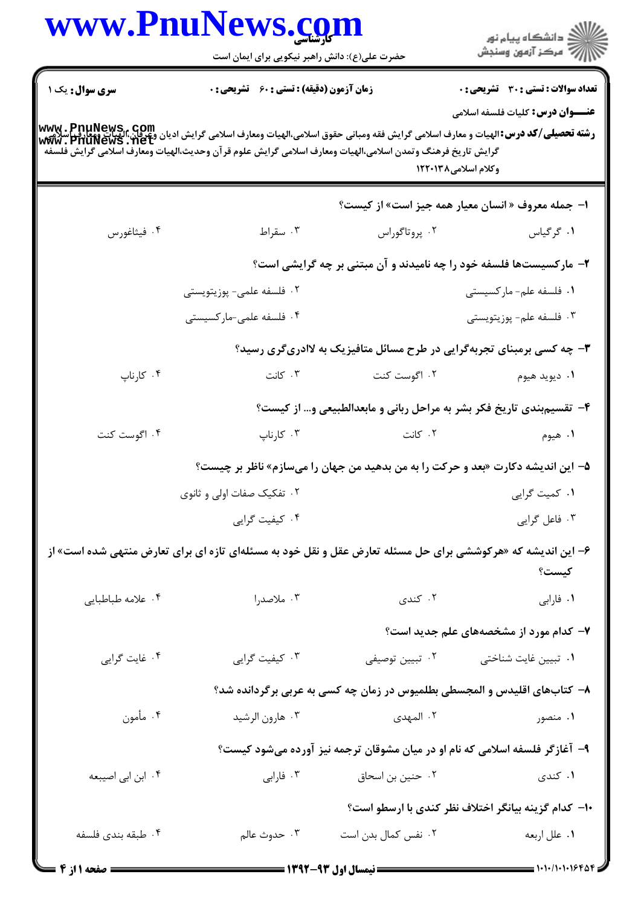کارشناسی

حضرت علی(ع): دانش راهبر نیکویی برای ایمان است

**سری سوال:** یک ۱

**زمان آزمون (دقیقه) : تستی :** ۶۰ **تشریحی :** ۰

**تعداد سوالات : تستی :** ۳۰ **تشریحی :** ۰

**عنـــوان درس:** کلیات فلسفه اسلامی

**رشته تحصیلی/کد درس:** الهیات و معارف اسلامی گرایش فقه ومبانی حقوق اسلامی،الهیات ومعارف اسلامی گرایش ادیان وعرفان،الهیات ومعارف اسلامی گرایش تاریخ فرهنگ وتمدن اسلامی،الهیات ومعارف اسلامی گرایش علوم قرآن وحدیث،الهیات ومعارف اسلامی گرایش فلسفه وکلام اسلامی۱۲۲۰۱۳۸

**۱- جمله معروف « انسان معیار همه جیز است» از کیست؟**

۱. گرگیاس
۲. پروتاگوراس
۳. سقراط
۴. فیثاغورس

**۲- مارکسیست‌ها فلسفه خود را چه نامیدند و آن مبتنی بر چه گرایشی است؟**

۱. فلسفه علم- مارکسیستی
۲. فلسفه علمی- پوزیتویستی
۳. فلسفه علم- پوزیتویستی
۴. فلسفه علمی-مارکسیستی

**۳- چه کسی برمبنای تجربه‌گرایی در طرح مسائل متافیزیک به لاادری‌گری رسید؟**

۱. دیوید هیوم
۲. اگوست کنت
۳. کانت
۴. کارناپ

**۴- تقسیم‌بندی تاریخ فکر بشر به مراحل ربانی و مابعدالطبیعی و... از کیست؟**

۱. هیوم
۲. کانت
۳. کارناپ
۴. اگوست کنت

**۵- این اندیشه دکارت «بعد و حرکت را به من بدهید من جهان را می‌سازم» ناظر بر چیست؟**

۱. کمیت گرایی
۲. تفکیک صفات اولی و ثانوی
۳. فاعل گرایی
۴. کیفیت گرایی

**۶- این اندیشه که «هرکوششی برای حل مسئله تعارض عقل و نقل خود به مسئله‌ای تازه ای برای تعارض منتهی شده است» از کیست؟**

۱. فارابی
۲. کندی
۳. ملاصدرا
۴. علامه طباطبایی

**۷- کدام مورد از مشخصه‌های علم جدید است؟**

۱. تبیین غایت شناختی
۲. تبیین توصیفی
۳. کیفیت گرایی
۴. غایت گرایی

**۸- کتاب‌های اقلیدس و المجسطی بطلمیوس در زمان چه کسی به عربی برگردانده شد؟**

۱. منصور
۲. المهدی
۳. هارون الرشید
۴. مأمون

**۹- آغازگر فلسفه اسلامی که نام او در میان مشوقان ترجمه نیز آورده می‌شود کیست؟**

۱. کندی
۲. حنین بن اسحاق
۳. فارابی
۴. ابن ابی اصیبعه

**۱۰- کدام گزینه بیانگر اختلاف نظر کندی با ارسطو است؟**

۱. علل اربعه
۲. نفس کمال بدن است
۳. حدوث عالم
۴. طبقه بندی فلسفه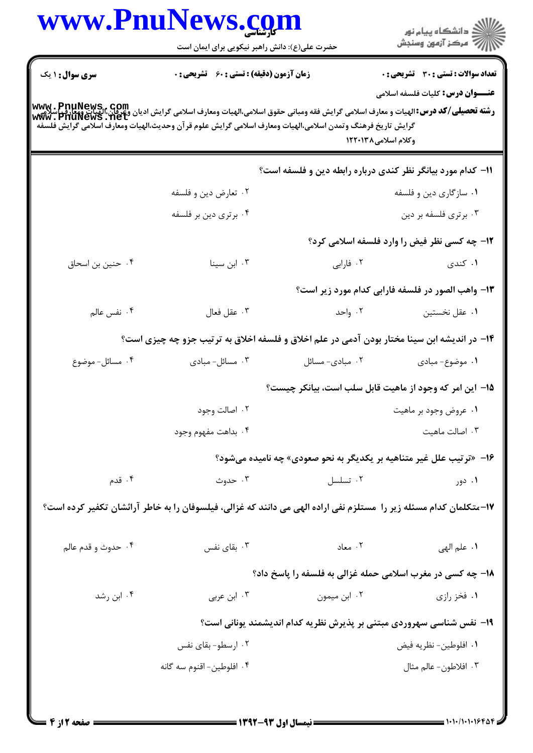**سری سوال:** ۱ یک | **زمان آزمون (دقیقه) : تستی :** ۶۰ **تشریحی :** ۰ | **تعداد سوالات : تستی :** ۳۰ **تشریحی :** ۰

**عنـــوان درس:** کلیات فلسفه اسلامی

**رشته تحصیلی/کد درس:** الهیات و معارف اسلامی گرایش فقه ومبانی حقوق اسلامی،الهیات ومعارف اسلامی گرایش ادیان وعرفان،الهیات ومعارف اسلامی گرایش تاریخ فرهنگ وتمدن اسلامی،الهیات ومعارف اسلامی گرایش علوم قرآن وحدیث،الهیات ومعارف اسلامی گرایش فلسفه وکلام اسلامی ۱۲۲۰۱۳۸

۱۱- کدام مورد بیانگر نظر کندی درباره رابطه دین و فلسفه است؟

۱. سازگاری دین و فلسفه
۲. تعارض دین و فلسفه
۳. برتری فلسفه بر دین
۴. برتری دین بر فلسفه

۱۲- چه کسی نظر فیض را وارد فلسفه اسلامی کرد؟

۱. کندی
۲. فارابی
۳. ابن سینا
۴. حنین بن اسحاق

۱۳- واهب الصور در فلسفه فارابی کدام مورد زیر است؟

۱. عقل نخستین
۲. واحد
۳. عقل فعال
۴. نفس عالم

۱۴- در اندیشه ابن سینا مختار بودن آدمی در علم اخلاق و فلسفه اخلاق به ترتیب جزو چه چیزی است؟

۱. موضوع- مبادی
۲. مبادی- مسائل
۳. مسائل- مبادی
۴. مسائل- موضوع

۱۵- این امر که وجود از ماهیت قابل سلب است، بیانگر چیست؟

۱. عروض وجود بر ماهیت
۲. اصالت وجود
۳. اصالت ماهیت
۴. بداهت مفهوم وجود

۱۶- «ترتیب علل غیر متناهیه بر یکدیگر به نحو صعودی» چه نامیده می‌شود؟

۱. دور
۲. تسلسل
۳. حدوث
۴. قدم

۱۷-متکلمان کدام مسئله زیر را مستلزم نفی اراده الهی می دانند که غزالی، فیلسوفان را به خاطر آرائشان تکفیر کرده است؟

۱. علم الهی
۲. معاد
۳. بقای نفس
۴. حدوث و قدم عالم

۱۸- چه کسی در مغرب اسلامی حمله غزالی به فلسفه را پاسخ داد؟

۱. فخر رازی
۲. ابن میمون
۳. ابن عربی
۴. ابن رشد

۱۹- نفس شناسی سهروردی مبتنی بر پذیرش نظریه کدام اندیشمند یونانی است؟

۱. افلوطین- نظریه فیض
۲. ارسطو- بقای نفس
۳. افلاطون- عالم مثال
۴. افلوطین- اقنوم سه گانه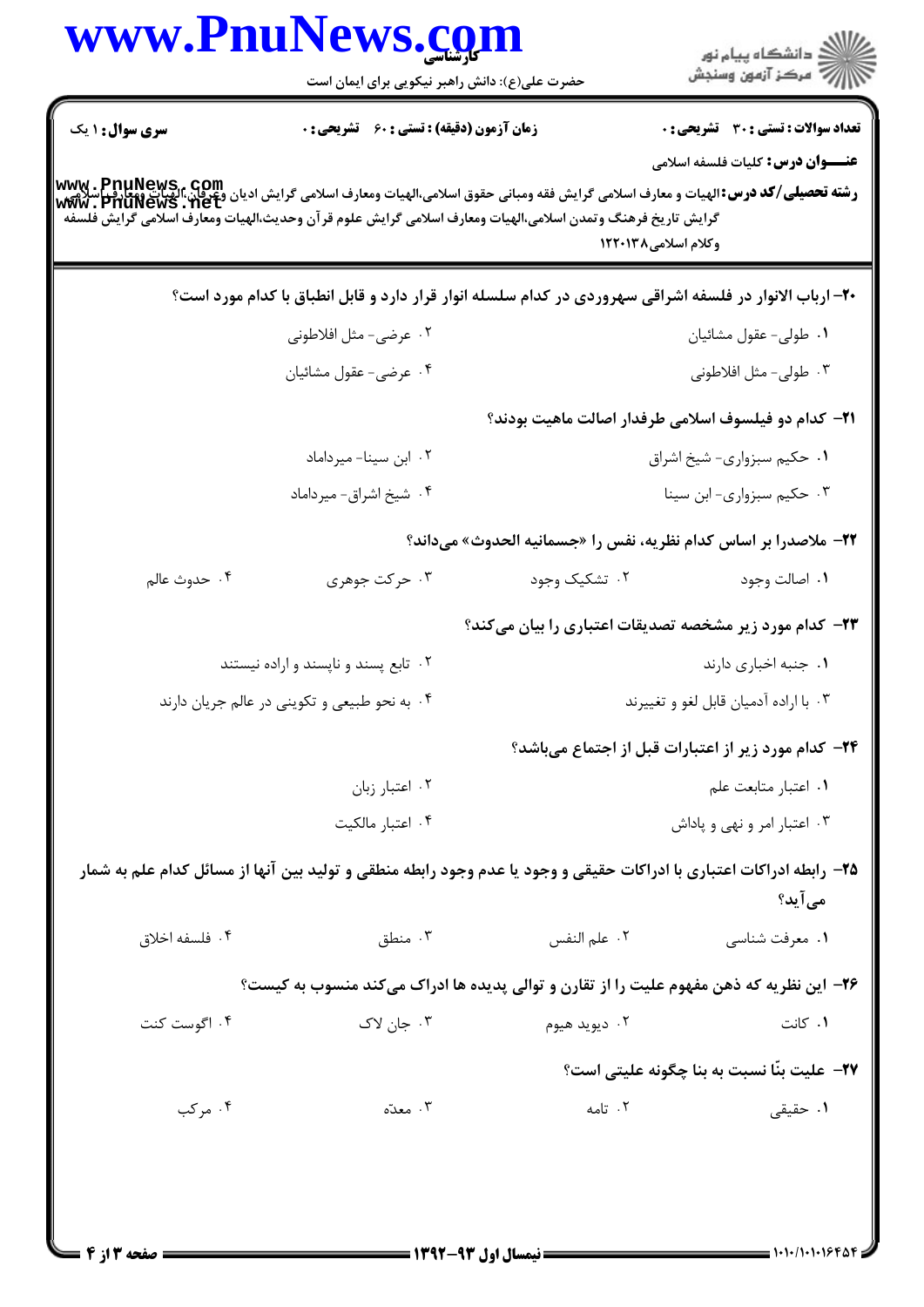**سری سوال:** ۱ یک

**زمان آزمون (دقیقه) : تستی :** ۶۰ **تشریحی :** ۰

**تعداد سوالات : تستی :** ۳۰ **تشریحی :** ۰

**عنـــوان درس:** کلیات فلسفه اسلامی

**رشته تحصیلی/کد درس:** الهیات و معارف اسلامی گرایش فقه ومبانی حقوق اسلامی،الهیات ومعارف اسلامی گرایش ادیان وعرفان،الهیات ومعارف اسلامی گرایش تاریخ فرهنگ وتمدن اسلامی،الهیات ومعارف اسلامی گرایش علوم قرآن وحدیث،الهیات ومعارف اسلامی گرایش فلسفه وکلام اسلامی ۱۲۲۰۱۳۸

۲۰- ارباب الانوار در فلسفه اشراقی سهروردی در کدام سلسله انوار قرار دارد و قابل انطباق با کدام مورد است؟

۱. طولی- عقول مشائیان
۲. عرضی- مثل افلاطونی
۳. طولی- مثل افلاطونی
۴. عرضی- عقول مشائیان

۲۱- کدام دو فیلسوف اسلامی طرفدار اصالت ماهیت بودند؟

۱. حکیم سبزواری- شیخ اشراق
۲. ابن سینا- میرداماد
۳. حکیم سبزواری- ابن سینا
۴. شیخ اشراق- میرداماد

۲۲- ملاصدرا بر اساس کدام نظریه، نفس را «جسمانیه الحدوث» می‌داند؟

۱. اصالت وجود
۲. تشکیک وجود
۳. حرکت جوهری
۴. حدوث عالم

۲۳- کدام مورد زیر مشخصه تصدیقات اعتباری را بیان می‌کند؟

۱. جنبه اخباری دارند
۲. تابع پسند و ناپسند و اراده نیستند
۳. با اراده آدمیان قابل لغو و تغییرند
۴. به نحو طبیعی و تکوینی در عالم جریان دارند

۲۴- کدام مورد زیر از اعتبارات قبل از اجتماع می‌باشد؟

۱. اعتبار متابعت علم
۲. اعتبار زبان
۳. اعتبار امر و نهی و پاداش
۴. اعتبار مالکیت

۲۵- رابطه ادراکات اعتباری با ادراکات حقیقی و وجود یا عدم وجود رابطه منطقی و تولید بین آنها از مسائل کدام علم به شمار می‌آید؟

۱. معرفت شناسی
۲. علم النفس
۳. منطق
۴. فلسفه اخلاق

۲۶- این نظریه که ذهن مفهوم علیت را از تقارن و توالی پدیده ها ادراک می‌کند منسوب به کیست؟

۱. کانت
۲. دیوید هیوم
۳. جان لاک
۴. اگوست کنت

۲۷- علیت بنّا نسبت به بنا چگونه علیتی است؟

۱. حقیقی
۲. تامه
۳. معدّه
۴. مرکب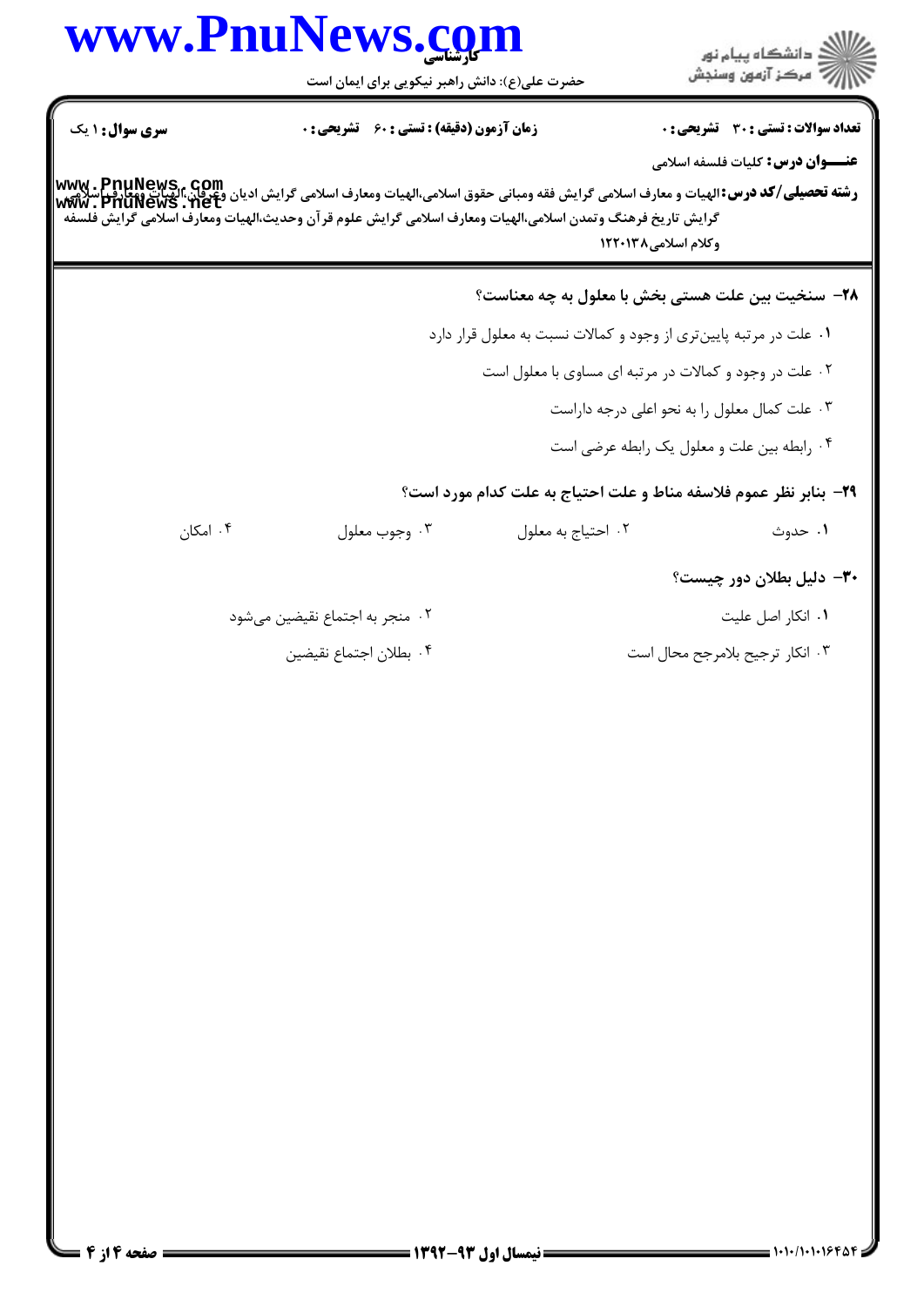**تعداد سوالات : تستی : ۳۰ تشریحی : ۰**

**زمان آزمون (دقیقه) : تستی : ۶۰ تشریحی : ۰**

**سری سوال : ۱ یک**

**عنـــوان درس:** کلیات فلسفه اسلامی

**رشته تحصیلی/کد درس:** الهیات و معارف اسلامی گرایش فقه ومبانی حقوق اسلامی،الهیات ومعارف اسلامی گرایش ادیان وعرفان،الهیات ومعارف اسلامی گرایش تاریخ فرهنگ وتمدن اسلامی،الهیات ومعارف اسلامی گرایش علوم قرآن وحدیث،الهیات ومعارف اسلامی گرایش فلسفه وکلام اسلامی۱۲۲۰۱۳۸

**۲۸- سنخیت بین علت هستی بخش با معلول به چه معناست؟**

۱. علت در مرتبه پایین‌تری از وجود و کمالات نسبت به معلول قرار دارد

۲. علت در وجود و کمالات در مرتبه ای مساوی با معلول است

۳. علت کمال معلول را به نحو اعلی درجه داراست

۴. رابطه بین علت و معلول یک رابطه عرضی است

**۲۹- بنابر نظر عموم فلاسفه مناط و علت احتیاج به علت کدام مورد است؟**

۱. حدوث

۲. احتیاج به معلول

۳. وجوب معلول

۴. امکان

**۳۰- دلیل بطلان دور چیست؟**

۱. انکار اصل علیت

۲. منجر به اجتماع نقیضین می‌شود

۳. انکار ترجیح بلامرجح محال است

۴. بطلان اجتماع نقیضین